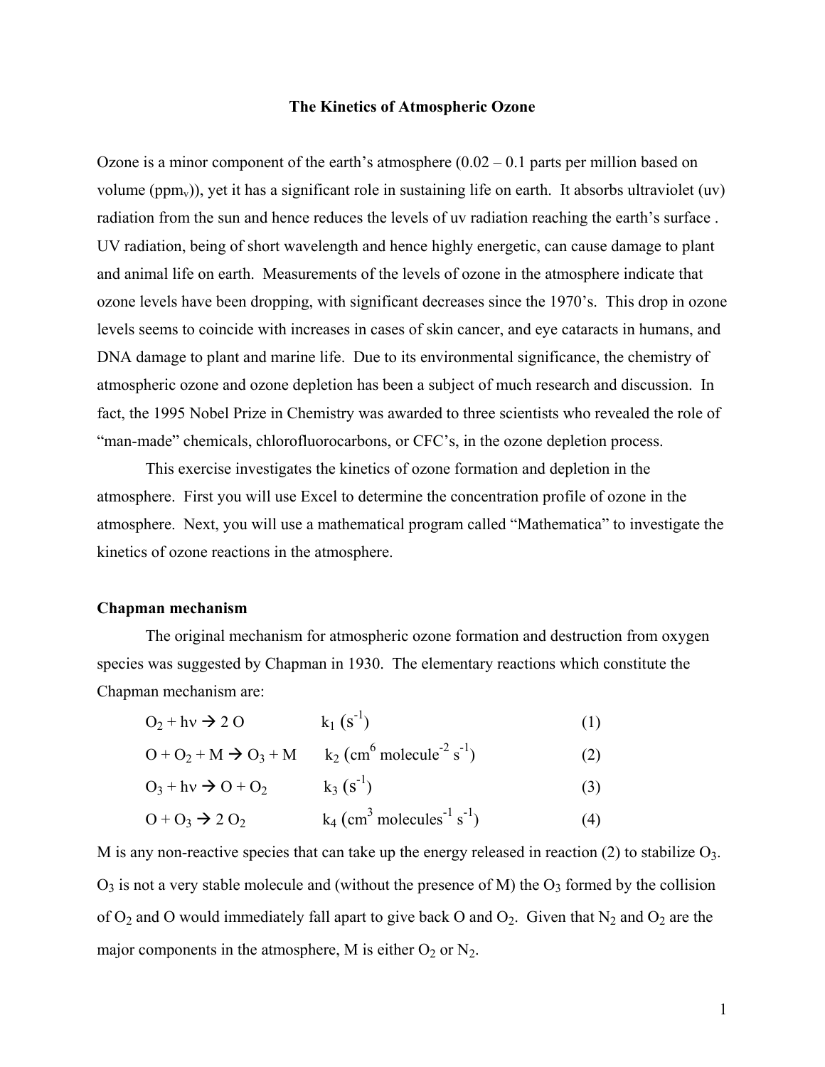# The Kinetics of Atmospheric Ozone

Ozone is a minor component of the earth's atmosphere (0.02 – 0.1 parts per million based on volume ($ppm_v$)), yet it has a significant role in sustaining life on earth. It absorbs ultraviolet (uv) radiation from the sun and hence reduces the levels of uv radiation reaching the earth's surface . UV radiation, being of short wavelength and hence highly energetic, can cause damage to plant and animal life on earth. Measurements of the levels of ozone in the atmosphere indicate that ozone levels have been dropping, with significant decreases since the 1970's. This drop in ozone levels seems to coincide with increases in cases of skin cancer, and eye cataracts in humans, and DNA damage to plant and marine life. Due to its environmental significance, the chemistry of atmospheric ozone and ozone depletion has been a subject of much research and discussion. In fact, the 1995 Nobel Prize in Chemistry was awarded to three scientists who revealed the role of "man-made" chemicals, chlorofluorocarbons, or CFC's, in the ozone depletion process.

This exercise investigates the kinetics of ozone formation and depletion in the atmosphere. First you will use Excel to determine the concentration profile of ozone in the atmosphere. Next, you will use a mathematical program called "Mathematica" to investigate the kinetics of ozone reactions in the atmosphere.

## Chapman mechanism

The original mechanism for atmospheric ozone formation and destruction from oxygen species was suggested by Chapman in 1930. The elementary reactions which constitute the Chapman mechanism are:

$$O_2 + h\nu \rightarrow 2\,O \qquad k_1\ (s^{-1}) \qquad (1)$$

$$O + O_2 + M \rightarrow O_3 + M \qquad k_2\ (cm^6\ molecule^{-2}\ s^{-1}) \qquad (2)$$

$$O_3 + h\nu \rightarrow O + O_2 \qquad k_3\ (s^{-1}) \qquad (3)$$

$$O + O_3 \rightarrow 2\,O_2 \qquad k_4\ (cm^3\ molecules^{-1}\ s^{-1}) \qquad (4)$$

M is any non-reactive species that can take up the energy released in reaction (2) to stabilize $O_3$. $O_3$ is not a very stable molecule and (without the presence of M) the $O_3$ formed by the collision of $O_2$ and O would immediately fall apart to give back O and $O_2$. Given that $N_2$ and $O_2$ are the major components in the atmosphere, M is either $O_2$ or $N_2$.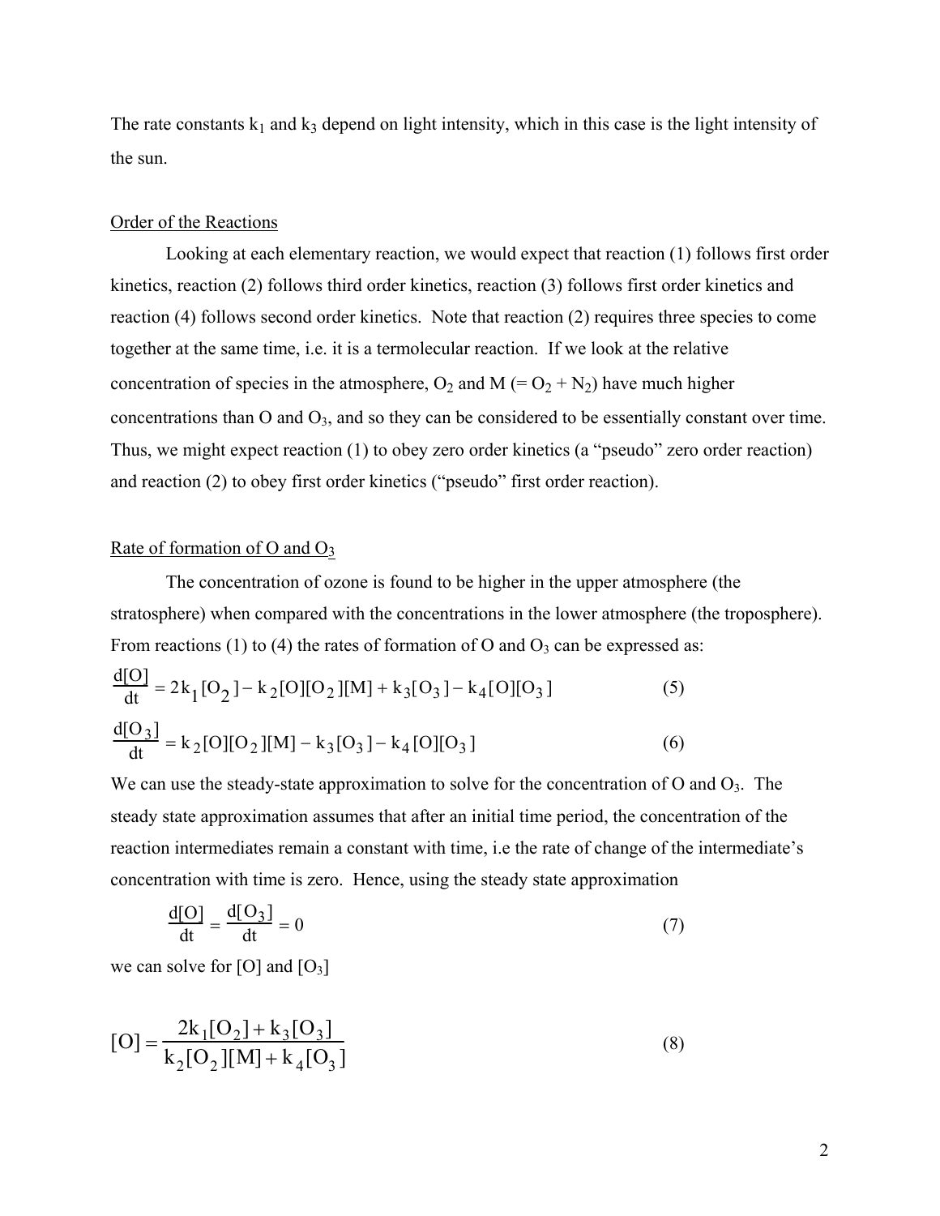The rate constants $k_1$ and $k_3$ depend on light intensity, which in this case is the light intensity of the sun.

## Order of the Reactions

Looking at each elementary reaction, we would expect that reaction (1) follows first order kinetics, reaction (2) follows third order kinetics, reaction (3) follows first order kinetics and reaction (4) follows second order kinetics. Note that reaction (2) requires three species to come together at the same time, i.e. it is a termolecular reaction. If we look at the relative concentration of species in the atmosphere, $O_2$ and M (= $O_2 + N_2$) have much higher concentrations than O and $O_3$, and so they can be considered to be essentially constant over time. Thus, we might expect reaction (1) to obey zero order kinetics (a "pseudo" zero order reaction) and reaction (2) to obey first order kinetics ("pseudo" first order reaction).

## Rate of formation of O and $O_3$

The concentration of ozone is found to be higher in the upper atmosphere (the stratosphere) when compared with the concentrations in the lower atmosphere (the troposphere). From reactions (1) to (4) the rates of formation of O and $O_3$ can be expressed as:

$$\frac{d[O]}{dt} = 2k_1[O_2] - k_2[O][O_2][M] + k_3[O_3] - k_4[O][O_3] \tag{5}$$

$$\frac{d[O_3]}{dt} = k_2[O][O_2][M] - k_3[O_3] - k_4[O][O_3] \tag{6}$$

We can use the steady-state approximation to solve for the concentration of O and $O_3$. The steady state approximation assumes that after an initial time period, the concentration of the reaction intermediates remain a constant with time, i.e the rate of change of the intermediate's concentration with time is zero. Hence, using the steady state approximation

$$\frac{d[O]}{dt} = \frac{d[O_3]}{dt} = 0 \tag{7}$$

we can solve for [O] and $[O_3]$

$$[O] = \frac{2k_1[O_2] + k_3[O_3]}{k_2[O_2][M] + k_4[O_3]} \tag{8}$$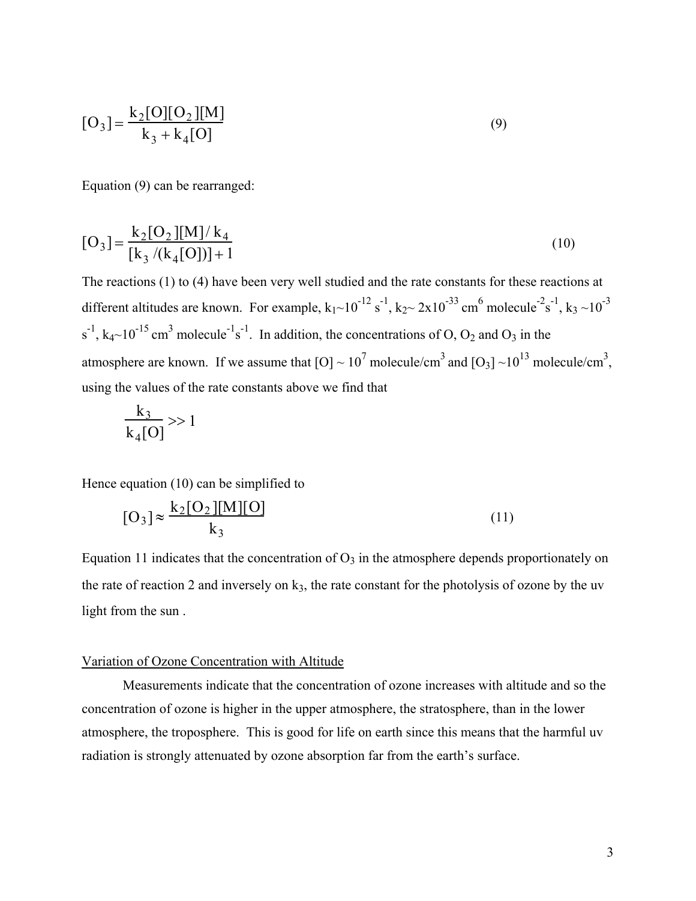$$[O_3] = \frac{k_2[O][O_2][M]}{k_3 + k_4[O]} \tag{9}$$

Equation (9) can be rearranged:

$$[O_3] = \frac{k_2[O_2][M]/k_4}{[k_3/(k_4[O])] + 1} \tag{10}$$

The reactions (1) to (4) have been very well studied and the rate constants for these reactions at different altitudes are known. For example, $k_1 \sim 10^{-12}$ $s^{-1}$, $k_2 \sim 2x10^{-33}$ $cm^6$ $molecule^{-2}s^{-1}$, $k_3 \sim 10^{-3}$ $s^{-1}$, $k_4 \sim 10^{-15}$ $cm^3$ $molecule^{-1}s^{-1}$. In addition, the concentrations of O, $O_2$ and $O_3$ in the atmosphere are known. If we assume that $[O] \sim 10^7$ molecule/$cm^3$ and $[O_3] \sim 10^{13}$ molecule/$cm^3$, using the values of the rate constants above we find that

$$\frac{k_3}{k_4[O]} >> 1$$

Hence equation (10) can be simplified to

$$[O_3] \approx \frac{k_2[O_2][M][O]}{k_3} \tag{11}$$

Equation 11 indicates that the concentration of $O_3$ in the atmosphere depends proportionately on the rate of reaction 2 and inversely on $k_3$, the rate constant for the photolysis of ozone by the uv light from the sun .

Variation of Ozone Concentration with Altitude

Measurements indicate that the concentration of ozone increases with altitude and so the concentration of ozone is higher in the upper atmosphere, the stratosphere, than in the lower atmosphere, the troposphere. This is good for life on earth since this means that the harmful uv radiation is strongly attenuated by ozone absorption far from the earth's surface.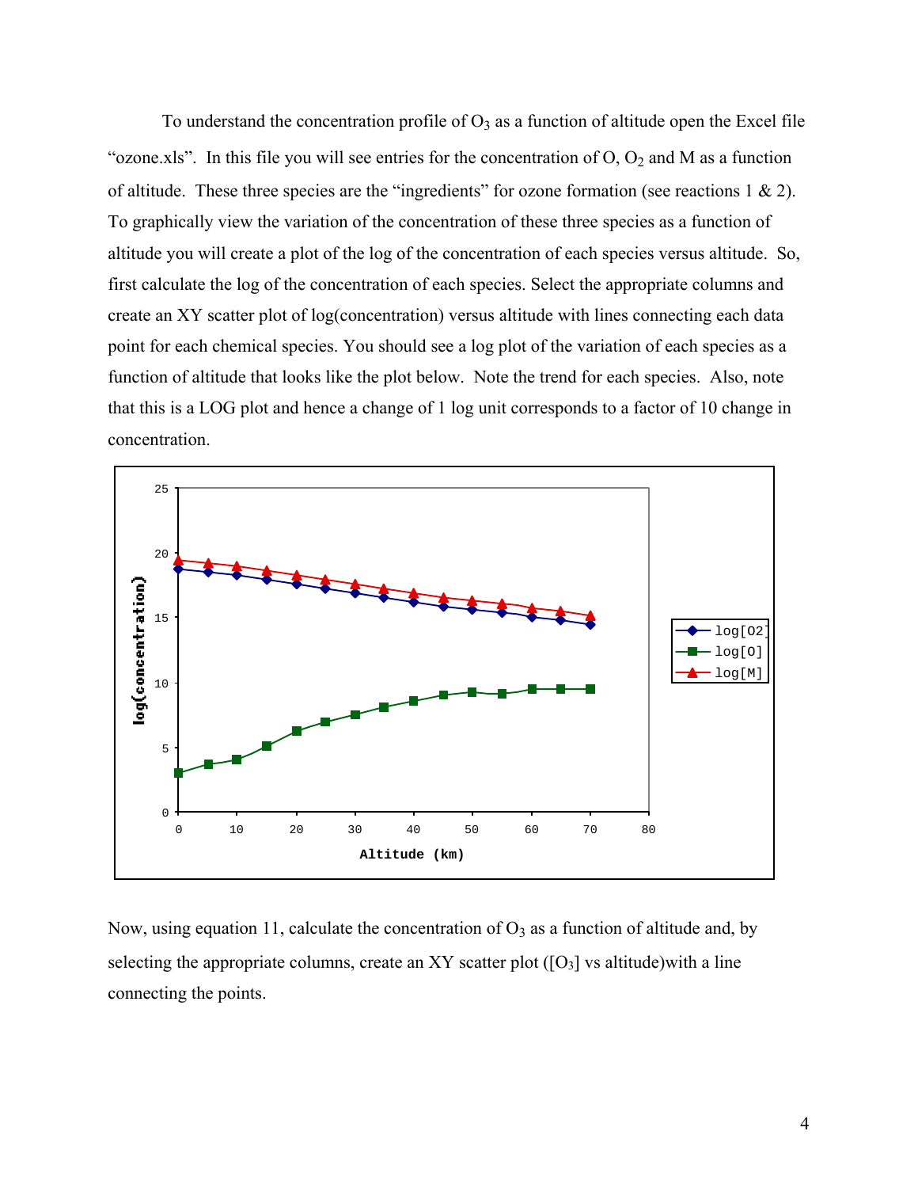To understand the concentration profile of $O_3$ as a function of altitude open the Excel file "ozone.xls". In this file you will see entries for the concentration of O, $O_2$ and M as a function of altitude. These three species are the "ingredients" for ozone formation (see reactions 1 & 2). To graphically view the variation of the concentration of these three species as a function of altitude you will create a plot of the log of the concentration of each species versus altitude. So, first calculate the log of the concentration of each species. Select the appropriate columns and create an XY scatter plot of log(concentration) versus altitude with lines connecting each data point for each chemical species. You should see a log plot of the variation of each species as a function of altitude that looks like the plot below. Note the trend for each species. Also, note that this is a LOG plot and hence a change of 1 log unit corresponds to a factor of 10 change in concentration.

Now, using equation 11, calculate the concentration of $O_3$ as a function of altitude and, by selecting the appropriate columns, create an XY scatter plot ($[O_3]$ vs altitude)with a line connecting the points.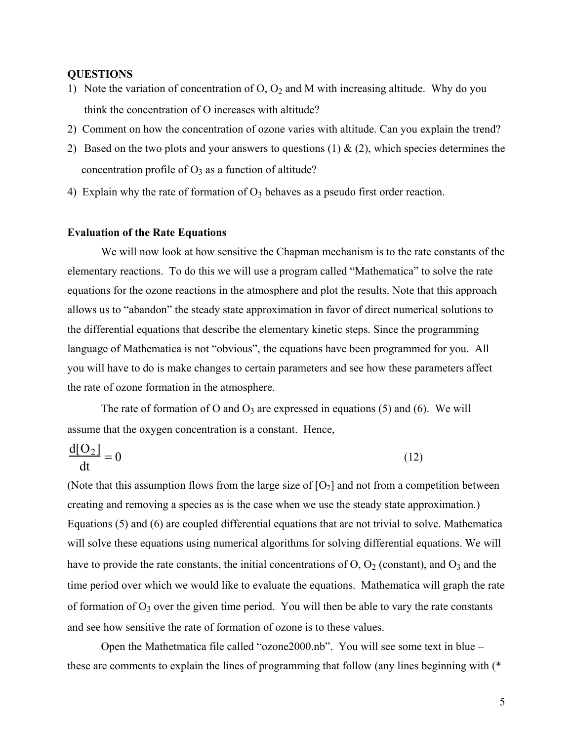**QUESTIONS**

1) Note the variation of concentration of O, $O_2$ and M with increasing altitude. Why do you think the concentration of O increases with altitude?
2) Comment on how the concentration of ozone varies with altitude. Can you explain the trend?
2) Based on the two plots and your answers to questions (1) & (2), which species determines the concentration profile of $O_3$ as a function of altitude?
4) Explain why the rate of formation of $O_3$ behaves as a pseudo first order reaction.

**Evaluation of the Rate Equations**

We will now look at how sensitive the Chapman mechanism is to the rate constants of the elementary reactions. To do this we will use a program called "Mathematica" to solve the rate equations for the ozone reactions in the atmosphere and plot the results. Note that this approach allows us to "abandon" the steady state approximation in favor of direct numerical solutions to the differential equations that describe the elementary kinetic steps. Since the programming language of Mathematica is not "obvious", the equations have been programmed for you. All you will have to do is make changes to certain parameters and see how these parameters affect the rate of ozone formation in the atmosphere.

The rate of formation of O and $O_3$ are expressed in equations (5) and (6). We will assume that the oxygen concentration is a constant. Hence,

$$\frac{d[O_2]}{dt} = 0 \qquad (12)$$

(Note that this assumption flows from the large size of $[O_2]$ and not from a competition between creating and removing a species as is the case when we use the steady state approximation.) Equations (5) and (6) are coupled differential equations that are not trivial to solve. Mathematica will solve these equations using numerical algorithms for solving differential equations. We will have to provide the rate constants, the initial concentrations of O, $O_2$ (constant), and $O_3$ and the time period over which we would like to evaluate the equations. Mathematica will graph the rate of formation of $O_3$ over the given time period. You will then be able to vary the rate constants and see how sensitive the rate of formation of ozone is to these values.

Open the Mathetmatica file called "ozone2000.nb". You will see some text in blue – these are comments to explain the lines of programming that follow (any lines beginning with (*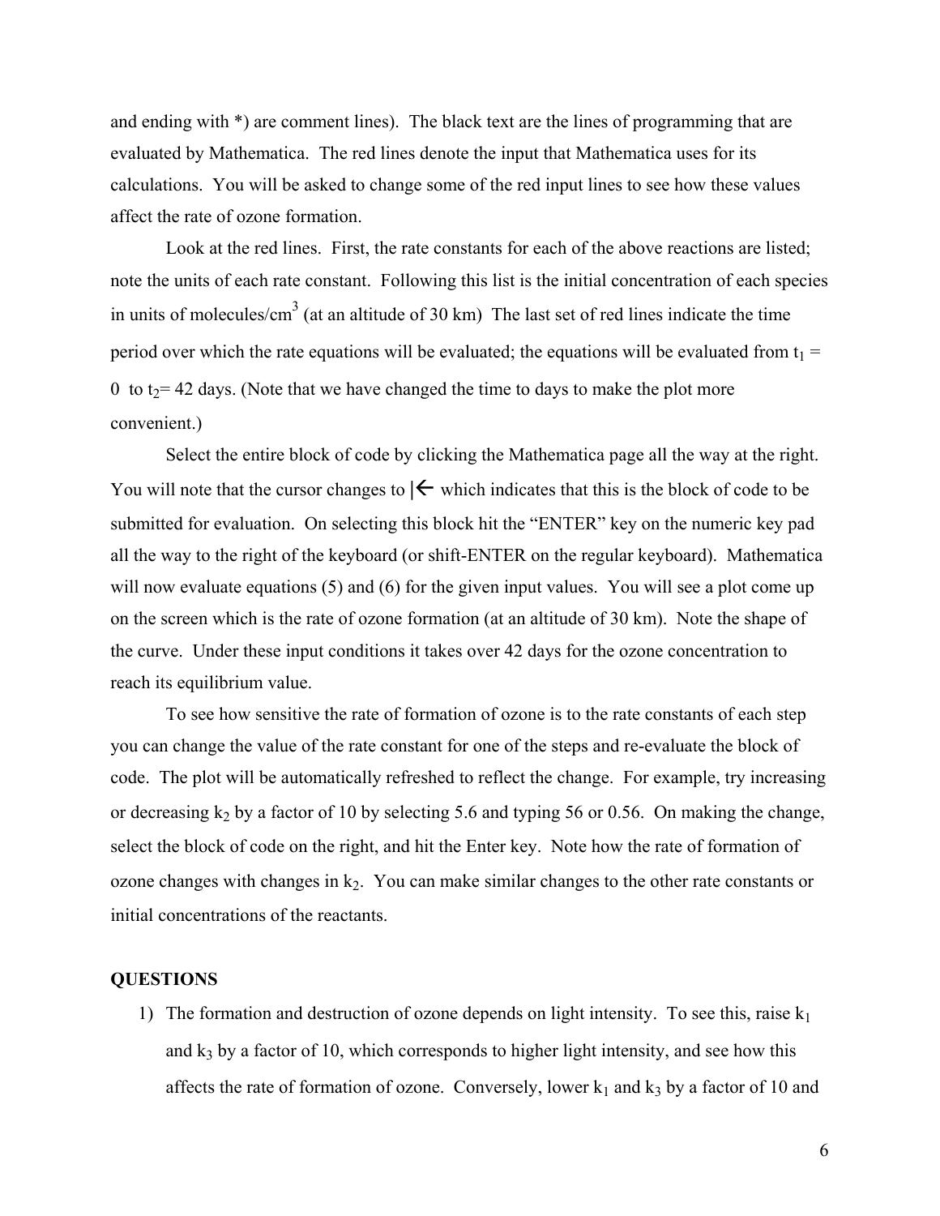and ending with *) are comment lines). The black text are the lines of programming that are evaluated by Mathematica. The red lines denote the input that Mathematica uses for its calculations. You will be asked to change some of the red input lines to see how these values affect the rate of ozone formation.

Look at the red lines. First, the rate constants for each of the above reactions are listed; note the units of each rate constant. Following this list is the initial concentration of each species in units of molecules/cm$^3$ (at an altitude of 30 km) The last set of red lines indicate the time period over which the rate equations will be evaluated; the equations will be evaluated from $t_1$ = 0 to $t_2$= 42 days. (Note that we have changed the time to days to make the plot more convenient.)

Select the entire block of code by clicking the Mathematica page all the way at the right. You will note that the cursor changes to |← which indicates that this is the block of code to be submitted for evaluation. On selecting this block hit the "ENTER" key on the numeric key pad all the way to the right of the keyboard (or shift-ENTER on the regular keyboard). Mathematica will now evaluate equations (5) and (6) for the given input values. You will see a plot come up on the screen which is the rate of ozone formation (at an altitude of 30 km). Note the shape of the curve. Under these input conditions it takes over 42 days for the ozone concentration to reach its equilibrium value.

To see how sensitive the rate of formation of ozone is to the rate constants of each step you can change the value of the rate constant for one of the steps and re-evaluate the block of code. The plot will be automatically refreshed to reflect the change. For example, try increasing or decreasing $k_2$ by a factor of 10 by selecting 5.6 and typing 56 or 0.56. On making the change, select the block of code on the right, and hit the Enter key. Note how the rate of formation of ozone changes with changes in $k_2$. You can make similar changes to the other rate constants or initial concentrations of the reactants.

**QUESTIONS**

1) The formation and destruction of ozone depends on light intensity. To see this, raise $k_1$ and $k_3$ by a factor of 10, which corresponds to higher light intensity, and see how this affects the rate of formation of ozone. Conversely, lower $k_1$ and $k_3$ by a factor of 10 and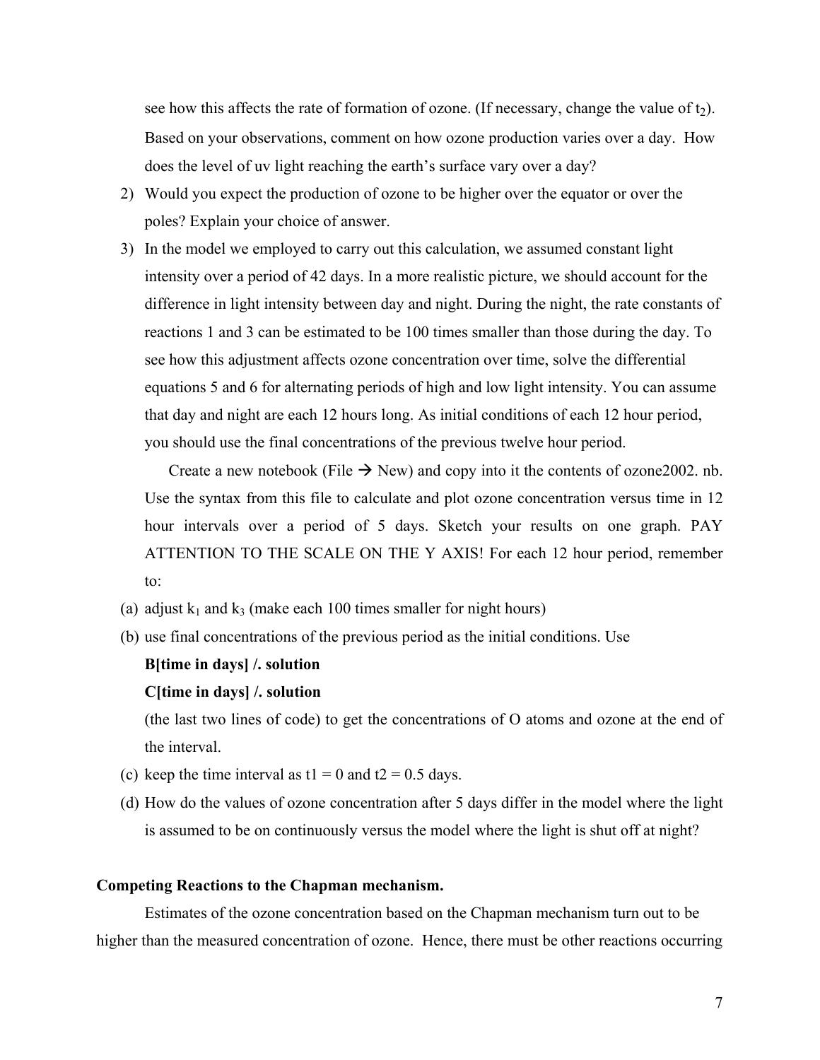see how this affects the rate of formation of ozone. (If necessary, change the value of $t_2$). Based on your observations, comment on how ozone production varies over a day. How does the level of uv light reaching the earth's surface vary over a day?

2) Would you expect the production of ozone to be higher over the equator or over the poles? Explain your choice of answer.

3) In the model we employed to carry out this calculation, we assumed constant light intensity over a period of 42 days. In a more realistic picture, we should account for the difference in light intensity between day and night. During the night, the rate constants of reactions 1 and 3 can be estimated to be 100 times smaller than those during the day. To see how this adjustment affects ozone concentration over time, solve the differential equations 5 and 6 for alternating periods of high and low light intensity. You can assume that day and night are each 12 hours long. As initial conditions of each 12 hour period, you should use the final concentrations of the previous twelve hour period.

   Create a new notebook (File → New) and copy into it the contents of ozone2002. nb. Use the syntax from this file to calculate and plot ozone concentration versus time in 12 hour intervals over a period of 5 days. Sketch your results on one graph. PAY ATTENTION TO THE SCALE ON THE Y AXIS! For each 12 hour period, remember to:

   (a) adjust $k_1$ and $k_3$ (make each 100 times smaller for night hours)

   (b) use final concentrations of the previous period as the initial conditions. Use

   **B[time in days] /. solution**

   **C[time in days] /. solution**

   (the last two lines of code) to get the concentrations of O atoms and ozone at the end of the interval.

   (c) keep the time interval as t1 = 0 and t2 = 0.5 days.

   (d) How do the values of ozone concentration after 5 days differ in the model where the light is assumed to be on continuously versus the model where the light is shut off at night?

**Competing Reactions to the Chapman mechanism.**

Estimates of the ozone concentration based on the Chapman mechanism turn out to be higher than the measured concentration of ozone. Hence, there must be other reactions occurring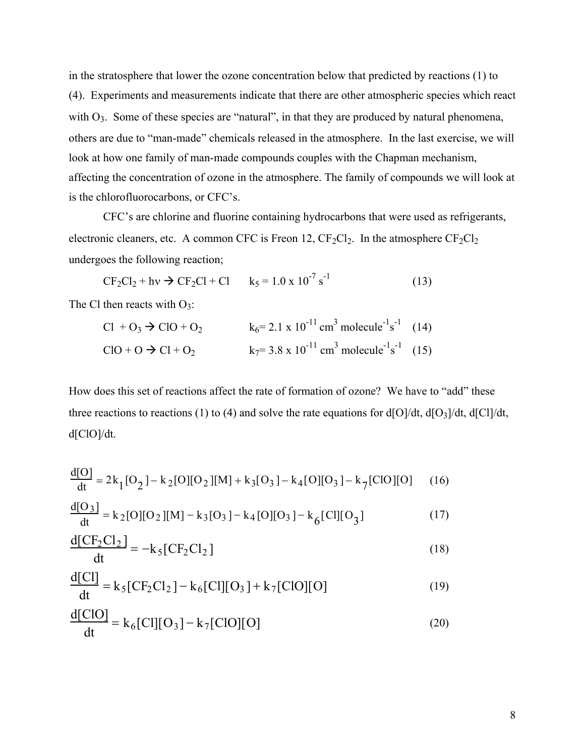in the stratosphere that lower the ozone concentration below that predicted by reactions (1) to (4). Experiments and measurements indicate that there are other atmospheric species which react with $O_3$. Some of these species are "natural", in that they are produced by natural phenomena, others are due to "man-made" chemicals released in the atmosphere. In the last exercise, we will look at how one family of man-made compounds couples with the Chapman mechanism, affecting the concentration of ozone in the atmosphere. The family of compounds we will look at is the chlorofluorocarbons, or CFC's.

CFC's are chlorine and fluorine containing hydrocarbons that were used as refrigerants, electronic cleaners, etc. A common CFC is Freon 12, $CF_2Cl_2$. In the atmosphere $CF_2Cl_2$ undergoes the following reaction;

$$CF_2Cl_2 + h\nu \rightarrow CF_2Cl + Cl \qquad k_5 = 1.0 \times 10^{-7}\ s^{-1} \tag{13}$$

The Cl then reacts with $O_3$:

$$Cl + O_3 \rightarrow ClO + O_2 \qquad k_6 = 2.1 \times 10^{-11}\ cm^3\ molecule^{-1}s^{-1} \tag{14}$$

$$ClO + O \rightarrow Cl + O_2 \qquad k_7 = 3.8 \times 10^{-11}\ cm^3\ molecule^{-1}s^{-1} \tag{15}$$

How does this set of reactions affect the rate of formation of ozone? We have to "add" these three reactions to reactions (1) to (4) and solve the rate equations for $d[O]/dt$, $d[O_3]/dt$, $d[Cl]/dt$, $d[ClO]/dt$.

$$\frac{d[O]}{dt} = 2k_1[O_2] - k_2[O][O_2][M] + k_3[O_3] - k_4[O][O_3] - k_7[ClO][O] \tag{16}$$

$$\frac{d[O_3]}{dt} = k_2[O][O_2][M] - k_3[O_3] - k_4[O][O_3] - k_6[Cl][O_3] \tag{17}$$

$$\frac{d[CF_2Cl_2]}{dt} = -k_5[CF_2Cl_2] \tag{18}$$

$$\frac{d[Cl]}{dt} = k_5[CF_2Cl_2] - k_6[Cl][O_3] + k_7[ClO][O] \tag{19}$$

$$\frac{d[ClO]}{dt} = k_6[Cl][O_3] - k_7[ClO][O] \tag{20}$$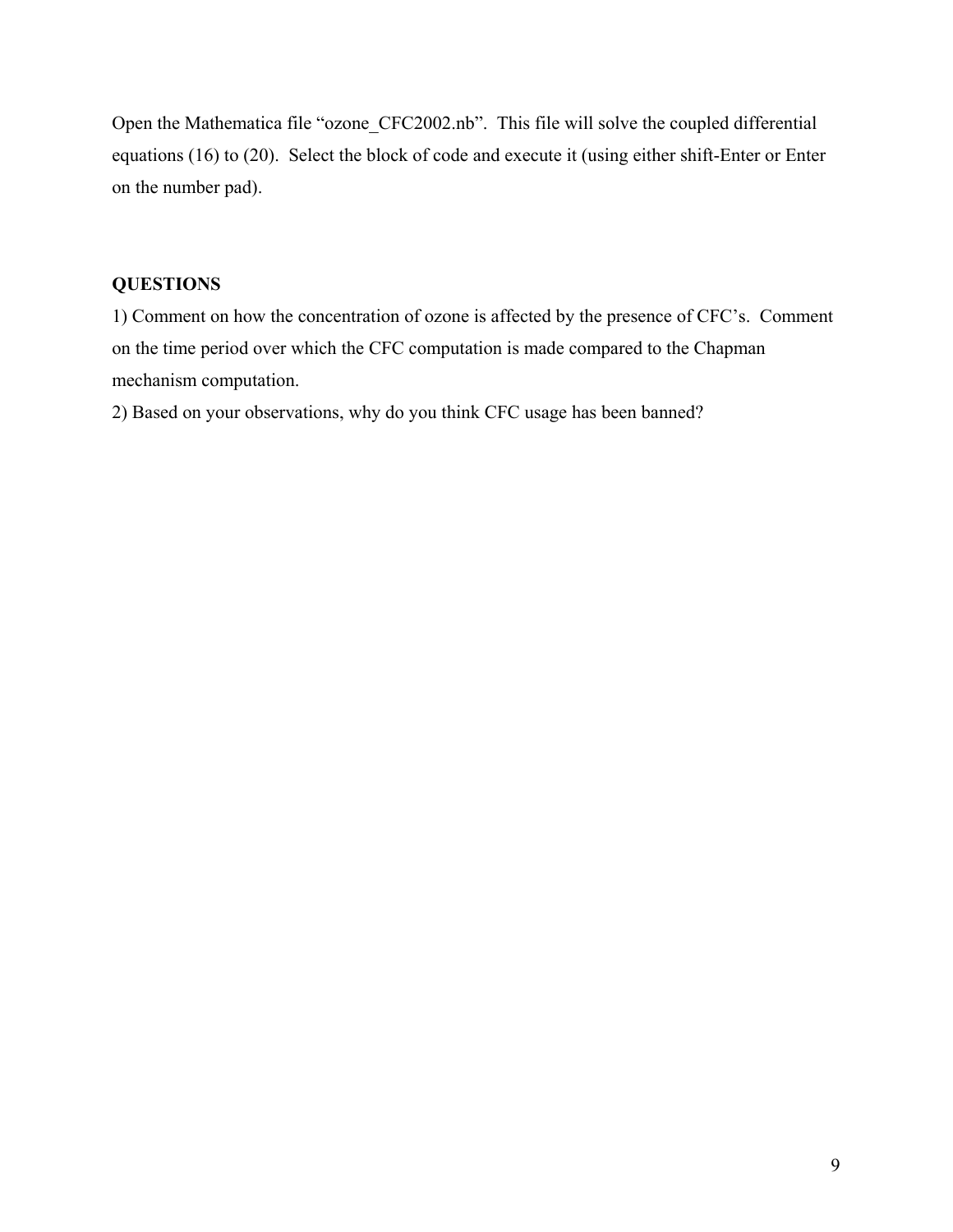Open the Mathematica file "ozone_CFC2002.nb". This file will solve the coupled differential equations (16) to (20). Select the block of code and execute it (using either shift-Enter or Enter on the number pad).

**QUESTIONS**

1) Comment on how the concentration of ozone is affected by the presence of CFC's. Comment on the time period over which the CFC computation is made compared to the Chapman mechanism computation.

2) Based on your observations, why do you think CFC usage has been banned?